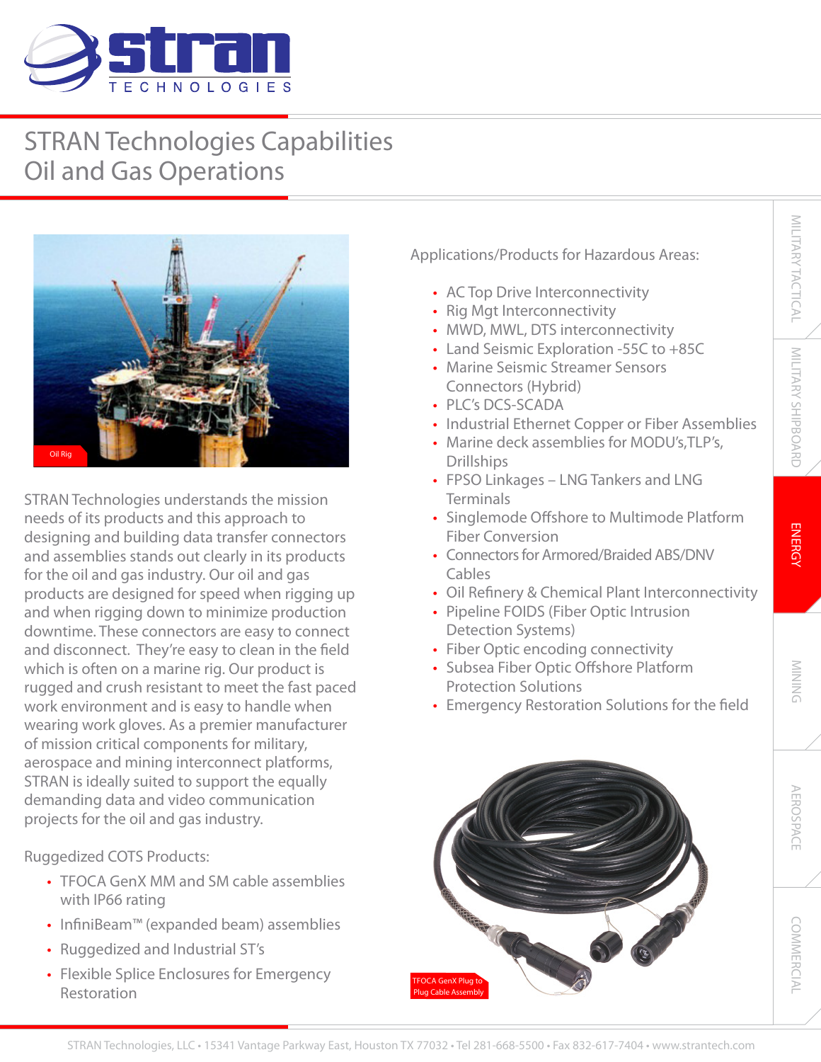# STRAN Technologies Capabilities
## Oil and Gas Operations

Oil Rig

STRAN Technologies understands the mission needs of its products and this approach to designing and building data transfer connectors and assemblies stands out clearly in its products for the oil and gas industry. Our oil and gas products are designed for speed when rigging up and when rigging down to minimize production downtime. These connectors are easy to connect and disconnect. They're easy to clean in the field which is often on a marine rig. Our product is rugged and crush resistant to meet the fast paced work environment and is easy to handle when wearing work gloves. As a premier manufacturer of mission critical components for military, aerospace and mining interconnect platforms, STRAN is ideally suited to support the equally demanding data and video communication projects for the oil and gas industry.

Ruggedized COTS Products:

- TFOCA GenX MM and SM cable assemblies with IP66 rating
- InfiniBeam™ (expanded beam) assemblies
- Ruggedized and Industrial ST's
- Flexible Splice Enclosures for Emergency Restoration

Applications/Products for Hazardous Areas:

- AC Top Drive Interconnectivity
- Rig Mgt Interconnectivity
- MWD, MWL, DTS interconnectivity
- Land Seismic Exploration -55C to +85C
- Marine Seismic Streamer Sensors Connectors (Hybrid)
- PLC's DCS-SCADA
- Industrial Ethernet Copper or Fiber Assemblies
- Marine deck assemblies for MODU's,TLP's, Drillships
- FPSO Linkages – LNG Tankers and LNG Terminals
- Singlemode Offshore to Multimode Platform Fiber Conversion
- Connectors for Armored/Braided ABS/DNV Cables
- Oil Refinery & Chemical Plant Interconnectivity
- Pipeline FOIDS (Fiber Optic Intrusion Detection Systems)
- Fiber Optic encoding connectivity
- Subsea Fiber Optic Offshore Platform Protection Solutions
- Emergency Restoration Solutions for the field

TFOCA GenX Plug to Plug Cable Assembly

STRAN Technologies, LLC • 15341 Vantage Parkway East, Houston TX 77032 • Tel 281-668-5500 • Fax 832-617-7404 • www.strantech.com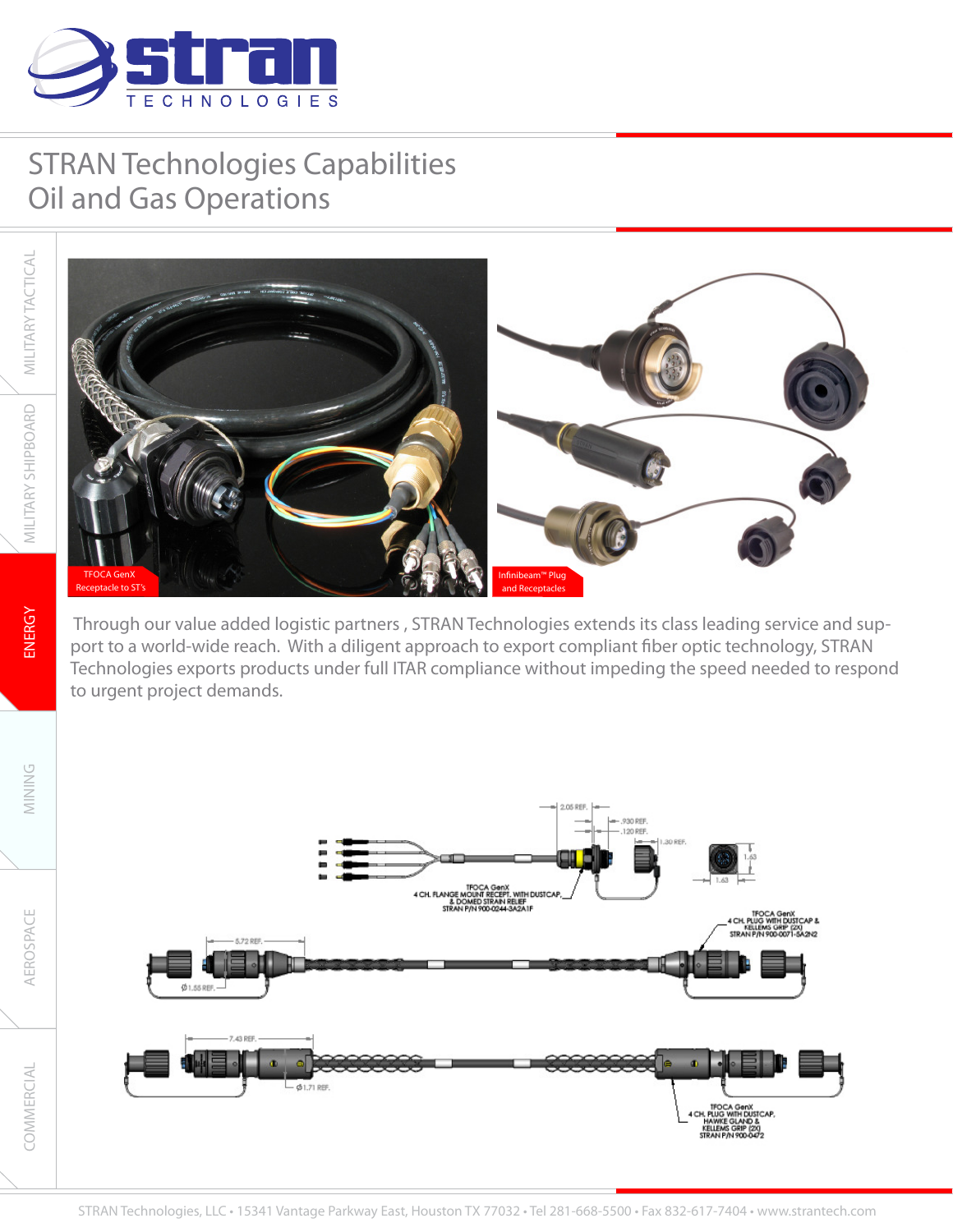# STRAN Technologies Capabilities
# Oil and Gas Operations

MILITARY TACTICAL

MILITARY SHIPBOARD

ENERGY

MINING

AEROSPACE

COMMERCIAL

TFOCA GenX Receptacle to ST's

Infinibeam™ Plug and Receptacles

Through our value added logistic partners , STRAN Technologies extends its class leading service and support to a world-wide reach. With a diligent approach to export compliant fiber optic technology, STRAN Technologies exports products under full ITAR compliance without impeding the speed needed to respond to urgent project demands.

2.05 REF.

.930 REF.

.120 REF.

1.30 REF.

1.63

1.63

TFOCA GenX
4 CH. FLANGE MOUNT RECEPT. WITH DUSTCAP, & DOMED STRAIN RELIEF
STRAN P/N 900-0244-3A2A1F

TFOCA GenX
4 CH. PLUG WITH DUSTCAP & KELLEMS GRIP (2X)
STRAN P/N 900-0071-5A2N2

5.72 REF.

Ø1.55 REF.

7.43 REF.

Ø1.71 REF.

TFOCA GenX
4 CH. PLUG WITH DUSTCAP, HAWKE GLAND & KELLEMS GRIP (2X)
STRAN P/N 900-0472

STRAN Technologies, LLC • 15341 Vantage Parkway East, Houston TX 77032 • Tel 281-668-5500 • Fax 832-617-7404 • www.strantech.com